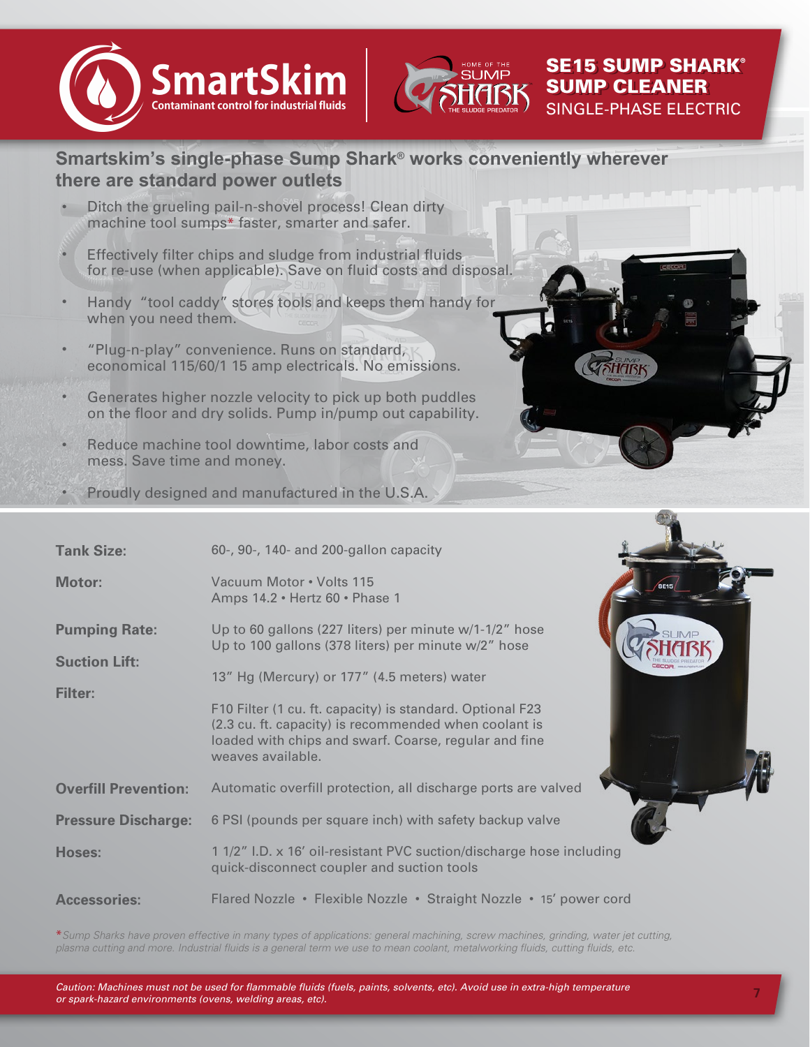# SE15 SUMP SHARK® SUMP CLEANER

SINGLE-PHASE ELECTRIC

## Smartskim's single-phase Sump Shark® works conveniently wherever there are standard power outlets

- Ditch the grueling pail-n-shovel process! Clean dirty machine tool sumps* faster, smarter and safer.
- Effectively filter chips and sludge from industrial fluids for re-use (when applicable). Save on fluid costs and disposal.
- Handy "tool caddy" stores tools and keeps them handy for when you need them.
- "Plug-n-play" convenience. Runs on standard, economical 115/60/1 15 amp electricals. No emissions.
- Generates higher nozzle velocity to pick up both puddles on the floor and dry solids. Pump in/pump out capability.
- Reduce machine tool downtime, labor costs and mess. Save time and money.
- Proudly designed and manufactured in the U.S.A.

| | |
|---|---|
| **Tank Size:** | 60-, 90-, 140- and 200-gallon capacity |
| **Motor:** | Vacuum Motor • Volts 115<br>Amps 14.2 • Hertz 60 • Phase 1 |
| **Pumping Rate:** | Up to 60 gallons (227 liters) per minute w/1-1/2" hose<br>Up to 100 gallons (378 liters) per minute w/2" hose |
| **Suction Lift:** | 13" Hg (Mercury) or 177" (4.5 meters) water |
| **Filter:** | F10 Filter (1 cu. ft. capacity) is standard. Optional F23 (2.3 cu. ft. capacity) is recommended when coolant is loaded with chips and swarf. Coarse, regular and fine weaves available. |
| **Overfill Prevention:** | Automatic overfill protection, all discharge ports are valved |
| **Pressure Discharge:** | 6 PSI (pounds per square inch) with safety backup valve |
| **Hoses:** | 1 1/2" I.D. x 16' oil-resistant PVC suction/discharge hose including quick-disconnect coupler and suction tools |
| **Accessories:** | Flared Nozzle • Flexible Nozzle • Straight Nozzle • 15' power cord |

*\*Sump Sharks have proven effective in many types of applications: general machining, screw machines, grinding, water jet cutting, plasma cutting and more. Industrial fluids is a general term we use to mean coolant, metalworking fluids, cutting fluids, etc.*

*Caution: Machines must not be used for flammable fluids (fuels, paints, solvents, etc). Avoid use in extra-high temperature or spark-hazard environments (ovens, welding areas, etc).*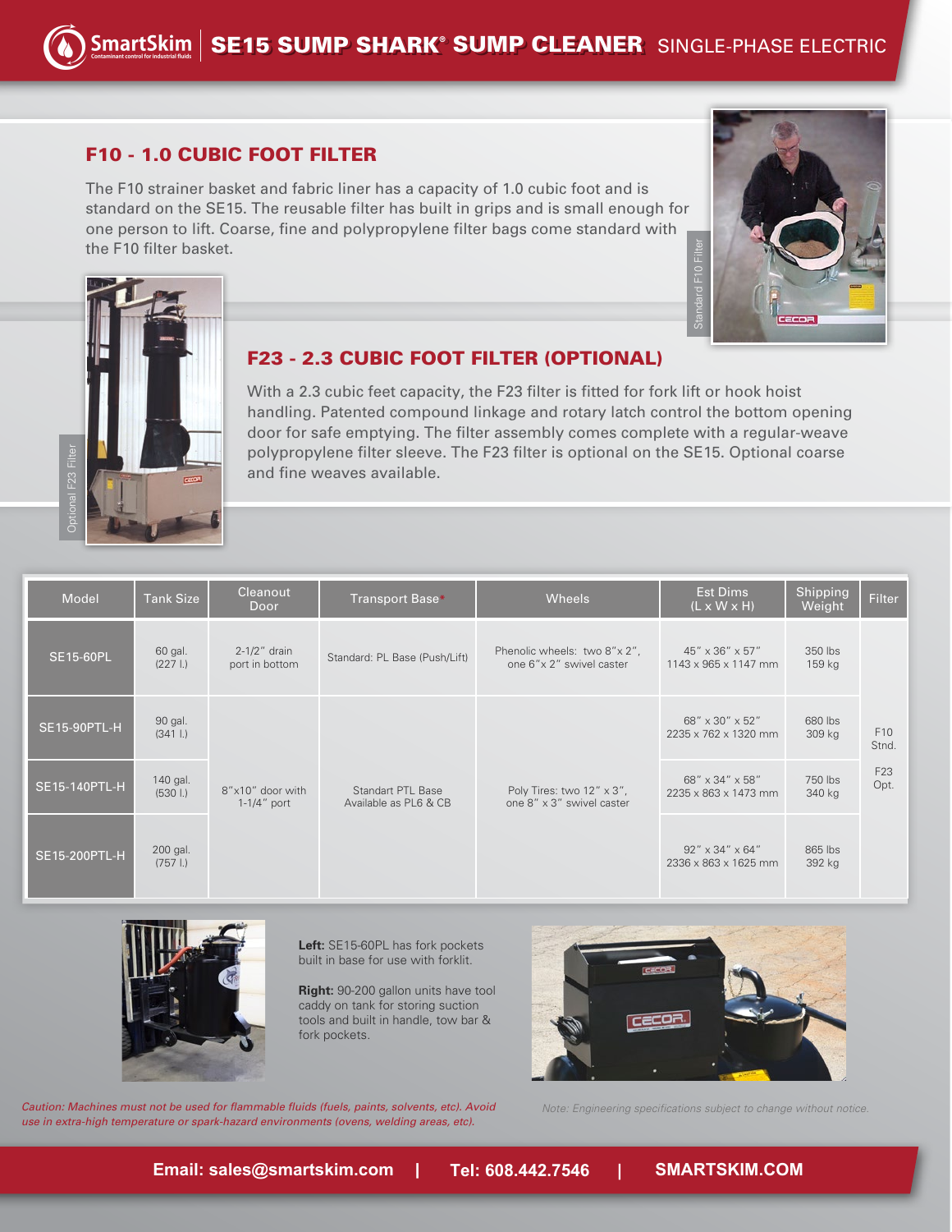## F10 - 1.0 CUBIC FOOT FILTER

The F10 strainer basket and fabric liner has a capacity of 1.0 cubic foot and is standard on the SE15. The reusable filter has built in grips and is small enough for one person to lift. Coarse, fine and polypropylene filter bags come standard with the F10 filter basket.

Standard F10 Filter

## F23 - 2.3 CUBIC FOOT FILTER (OPTIONAL)

With a 2.3 cubic feet capacity, the F23 filter is fitted for fork lift or hook hoist handling. Patented compound linkage and rotary latch control the bottom opening door for safe emptying. The filter assembly comes complete with a regular-weave polypropylene filter sleeve. The F23 filter is optional on the SE15. Optional coarse and fine weaves available.

Optional F23 Filter

| Model | Tank Size | Cleanout Door | Transport Base* | Wheels | Est Dims (L x W x H) | Shipping Weight | Filter |
|---|---|---|---|---|---|---|---|
| SE15-60PL | 60 gal. (227 l.) | 2-1/2" drain port in bottom | Standard: PL Base (Push/Lift) | Phenolic wheels: two 8"x 2", one 6"x 2" swivel caster | 45" x 36" x 57" 1143 x 965 x 1147 mm | 350 lbs 159 kg | F10 Stnd. F23 Opt. |
| SE15-90PTL-H | 90 gal. (341 l.) | 8"x10" door with 1-1/4" port | Standart PTL Base Available as PL6 & CB | Poly Tires: two 12" x 3", one 8" x 3" swivel caster | 68" x 30" x 52" 2235 x 762 x 1320 mm | 680 lbs 309 kg | |
| SE15-140PTL-H | 140 gal. (530 l.) | | | | 68" x 34" x 58" 2235 x 863 x 1473 mm | 750 lbs 340 kg | |
| SE15-200PTL-H | 200 gal. (757 l.) | | | | 92" x 34" x 64" 2336 x 863 x 1625 mm | 865 lbs 392 kg | |

**Left:** SE15-60PL has fork pockets built in base for use with forklit.

**Right:** 90-200 gallon units have tool caddy on tank for storing suction tools and built in handle, tow bar & fork pockets.

*Caution: Machines must not be used for flammable fluids (fuels, paints, solvents, etc). Avoid use in extra-high temperature or spark-hazard environments (ovens, welding areas, etc).*

*Note: Engineering specifications subject to change without notice.*

**Email: sales@smartskim.com | Tel: 608.442.7546 | SMARTSKIM.COM**